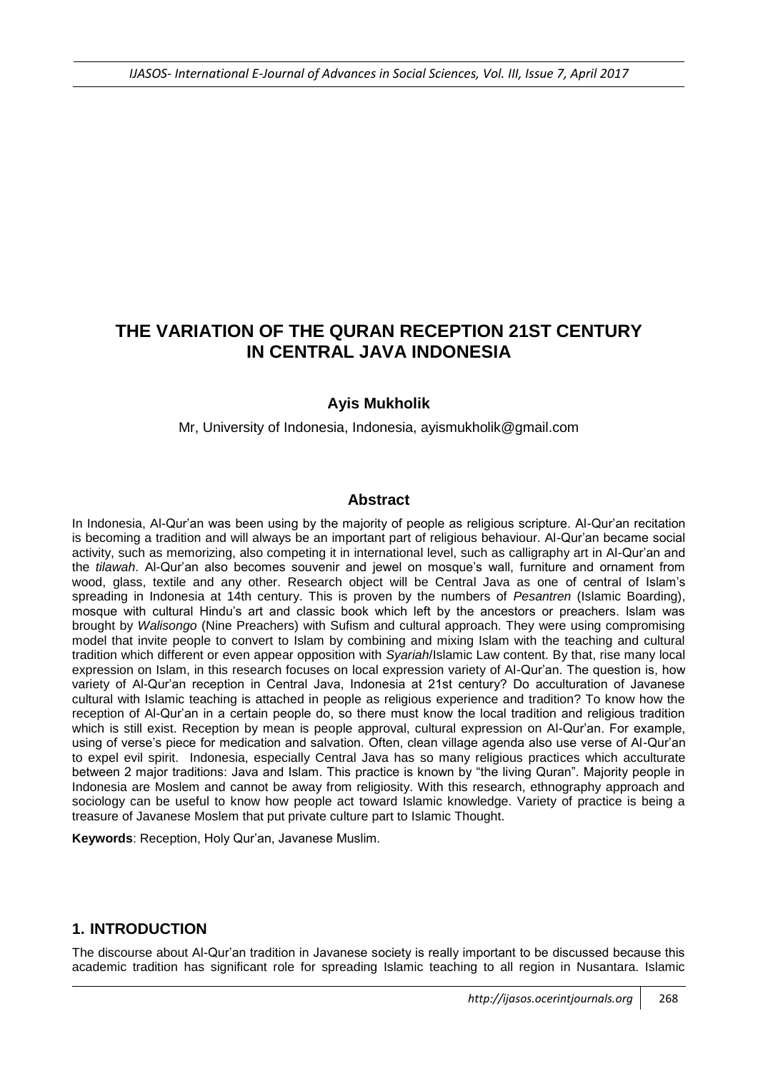# THE VARIATION OF THE QURAN RECEPTION 21ST CENTURY IN CENTRAL JAVA INDONESIA

**Ayis Mukholik**

Mr, University of Indonesia, Indonesia, ayismukholik@gmail.com

## Abstract

In Indonesia, Al-Qur'an was been using by the majority of people as religious scripture. Al-Qur'an recitation is becoming a tradition and will always be an important part of religious behaviour. Al-Qur'an became social activity, such as memorizing, also competing it in international level, such as calligraphy art in Al-Qur'an and the *tilawah*. Al-Qur'an also becomes souvenir and jewel on mosque's wall, furniture and ornament from wood, glass, textile and any other. Research object will be Central Java as one of central of Islam's spreading in Indonesia at 14th century. This is proven by the numbers of *Pesantren* (Islamic Boarding), mosque with cultural Hindu's art and classic book which left by the ancestors or preachers. Islam was brought by *Walisongo* (Nine Preachers) with Sufism and cultural approach. They were using compromising model that invite people to convert to Islam by combining and mixing Islam with the teaching and cultural tradition which different or even appear opposition with *Syariah*/Islamic Law content. By that, rise many local expression on Islam, in this research focuses on local expression variety of Al-Qur'an. The question is, how variety of Al-Qur'an reception in Central Java, Indonesia at 21st century? Do acculturation of Javanese cultural with Islamic teaching is attached in people as religious experience and tradition? To know how the reception of Al-Qur'an in a certain people do, so there must know the local tradition and religious tradition which is still exist. Reception by mean is people approval, cultural expression on Al-Qur'an. For example, using of verse's piece for medication and salvation. Often, clean village agenda also use verse of Al-Qur'an to expel evil spirit. Indonesia, especially Central Java has so many religious practices which acculturate between 2 major traditions: Java and Islam. This practice is known by "the living Quran". Majority people in Indonesia are Moslem and cannot be away from religiosity. With this research, ethnography approach and sociology can be useful to know how people act toward Islamic knowledge. Variety of practice is being a treasure of Javanese Moslem that put private culture part to Islamic Thought.

**Keywords**: Reception, Holy Qur'an, Javanese Muslim.

## 1. INTRODUCTION

The discourse about Al-Qur'an tradition in Javanese society is really important to be discussed because this academic tradition has significant role for spreading Islamic teaching to all region in Nusantara. Islamic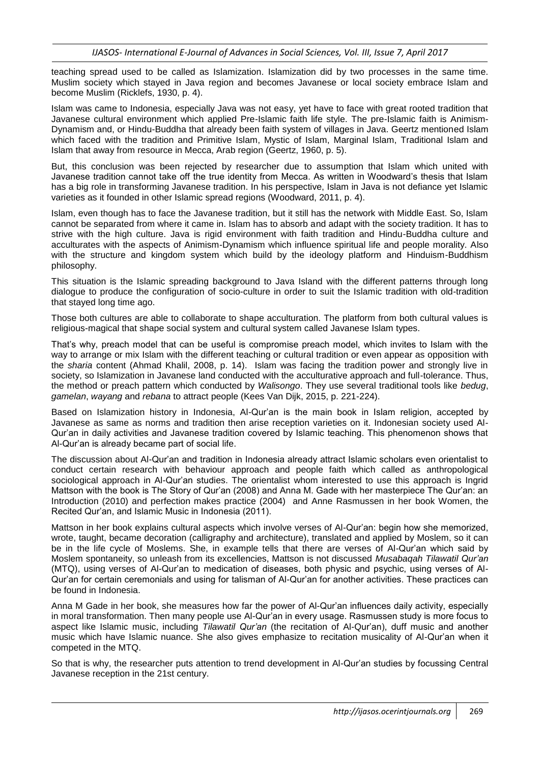teaching spread used to be called as Islamization. Islamization did by two processes in the same time. Muslim society which stayed in Java region and becomes Javanese or local society embrace Islam and become Muslim (Ricklefs, 1930, p. 4).

Islam was came to Indonesia, especially Java was not easy, yet have to face with great rooted tradition that Javanese cultural environment which applied Pre-Islamic faith life style. The pre-Islamic faith is Animism-Dynamism and, or Hindu-Buddha that already been faith system of villages in Java. Geertz mentioned Islam which faced with the tradition and Primitive Islam, Mystic of Islam, Marginal Islam, Traditional Islam and Islam that away from resource in Mecca, Arab region (Geertz, 1960, p. 5).

But, this conclusion was been rejected by researcher due to assumption that Islam which united with Javanese tradition cannot take off the true identity from Mecca. As written in Woodward's thesis that Islam has a big role in transforming Javanese tradition. In his perspective, Islam in Java is not defiance yet Islamic varieties as it founded in other Islamic spread regions (Woodward, 2011, p. 4).

Islam, even though has to face the Javanese tradition, but it still has the network with Middle East. So, Islam cannot be separated from where it came in. Islam has to absorb and adapt with the society tradition. It has to strive with the high culture. Java is rigid environment with faith tradition and Hindu-Buddha culture and acculturates with the aspects of Animism-Dynamism which influence spiritual life and people morality. Also with the structure and kingdom system which build by the ideology platform and Hinduism-Buddhism philosophy.

This situation is the Islamic spreading background to Java Island with the different patterns through long dialogue to produce the configuration of socio-culture in order to suit the Islamic tradition with old-tradition that stayed long time ago.

Those both cultures are able to collaborate to shape acculturation. The platform from both cultural values is religious-magical that shape social system and cultural system called Javanese Islam types.

That's why, preach model that can be useful is compromise preach model, which invites to Islam with the way to arrange or mix Islam with the different teaching or cultural tradition or even appear as opposition with the *sharia* content (Ahmad Khalil, 2008, p. 14). Islam was facing the tradition power and strongly live in society, so Islamization in Javanese land conducted with the acculturative approach and full-tolerance. Thus, the method or preach pattern which conducted by *Walisongo*. They use several traditional tools like *bedug*, *gamelan*, *wayang* and *rebana* to attract people (Kees Van Dijk, 2015, p. 221-224).

Based on Islamization history in Indonesia, Al-Qur'an is the main book in Islam religion, accepted by Javanese as same as norms and tradition then arise reception varieties on it. Indonesian society used Al-Qur'an in daily activities and Javanese tradition covered by Islamic teaching. This phenomenon shows that Al-Qur'an is already became part of social life.

The discussion about Al-Qur'an and tradition in Indonesia already attract Islamic scholars even orientalist to conduct certain research with behaviour approach and people faith which called as anthropological sociological approach in Al-Qur'an studies. The orientalist whom interested to use this approach is Ingrid Mattson with the book is The Story of Qur'an (2008) and Anna M. Gade with her masterpiece The Qur'an: an Introduction (2010) and perfection makes practice (2004) and Anne Rasmussen in her book Women, the Recited Qur'an, and Islamic Music in Indonesia (2011).

Mattson in her book explains cultural aspects which involve verses of Al-Qur'an: begin how she memorized, wrote, taught, became decoration (calligraphy and architecture), translated and applied by Moslem, so it can be in the life cycle of Moslems. She, in example tells that there are verses of Al-Qur'an which said by Moslem spontaneity, so unleash from its excellencies, Mattson is not discussed *Musabaqah Tilawatil Qur'an* (MTQ), using verses of Al-Qur'an to medication of diseases, both physic and psychic, using verses of Al-Qur'an for certain ceremonials and using for talisman of Al-Qur'an for another activities. These practices can be found in Indonesia.

Anna M Gade in her book, she measures how far the power of Al-Qur'an influences daily activity, especially in moral transformation. Then many people use Al-Qur'an in every usage. Rasmussen study is more focus to aspect like Islamic music, including *Tilawatil Qur'an* (the recitation of Al-Qur'an), duff music and another music which have Islamic nuance. She also gives emphasize to recitation musicality of Al-Qur'an when it competed in the MTQ.

So that is why, the researcher puts attention to trend development in Al-Qur'an studies by focussing Central Javanese reception in the 21st century.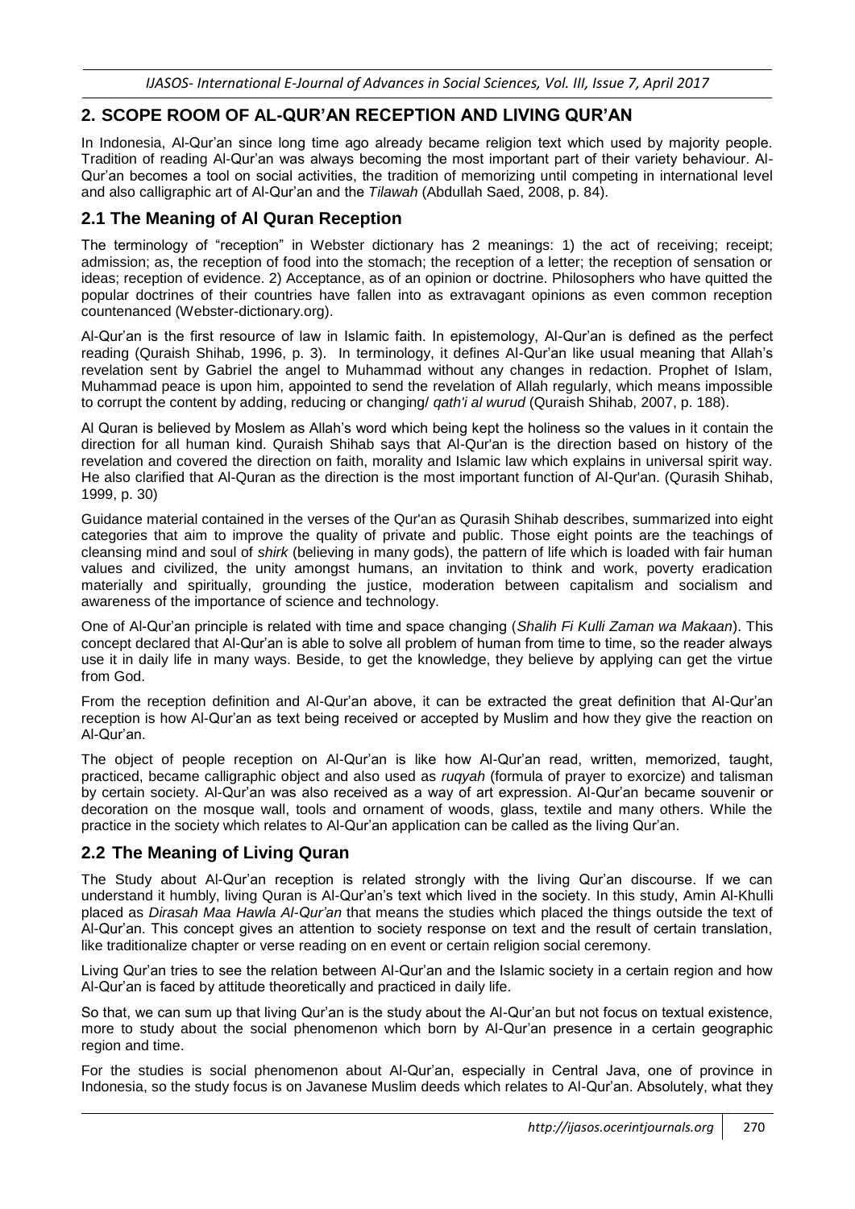## 2. SCOPE ROOM OF AL-QUR'AN RECEPTION AND LIVING QUR'AN

In Indonesia, Al-Qur'an since long time ago already became religion text which used by majority people. Tradition of reading Al-Qur'an was always becoming the most important part of their variety behaviour. Al-Qur'an becomes a tool on social activities, the tradition of memorizing until competing in international level and also calligraphic art of Al-Qur'an and the *Tilawah* (Abdullah Saed, 2008, p. 84).

### 2.1 The Meaning of Al Quran Reception

The terminology of "reception" in Webster dictionary has 2 meanings: 1) the act of receiving; receipt; admission; as, the reception of food into the stomach; the reception of a letter; the reception of sensation or ideas; reception of evidence. 2) Acceptance, as of an opinion or doctrine. Philosophers who have quitted the popular doctrines of their countries have fallen into as extravagant opinions as even common reception countenanced (Webster-dictionary.org).

Al-Qur'an is the first resource of law in Islamic faith. In epistemology, Al-Qur'an is defined as the perfect reading (Quraish Shihab, 1996, p. 3). In terminology, it defines Al-Qur'an like usual meaning that Allah's revelation sent by Gabriel the angel to Muhammad without any changes in redaction. Prophet of Islam, Muhammad peace is upon him, appointed to send the revelation of Allah regularly, which means impossible to corrupt the content by adding, reducing or changing/ *qath'i al wurud* (Quraish Shihab, 2007, p. 188).

Al Quran is believed by Moslem as Allah's word which being kept the holiness so the values in it contain the direction for all human kind. Quraish Shihab says that Al-Qur'an is the direction based on history of the revelation and covered the direction on faith, morality and Islamic law which explains in universal spirit way. He also clarified that Al-Quran as the direction is the most important function of Al-Qur'an. (Qurasih Shihab, 1999, p. 30)

Guidance material contained in the verses of the Qur'an as Qurasih Shihab describes, summarized into eight categories that aim to improve the quality of private and public. Those eight points are the teachings of cleansing mind and soul of *shirk* (believing in many gods), the pattern of life which is loaded with fair human values and civilized, the unity amongst humans, an invitation to think and work, poverty eradication materially and spiritually, grounding the justice, moderation between capitalism and socialism and awareness of the importance of science and technology.

One of Al-Qur'an principle is related with time and space changing (*Shalih Fi Kulli Zaman wa Makaan*). This concept declared that Al-Qur'an is able to solve all problem of human from time to time, so the reader always use it in daily life in many ways. Beside, to get the knowledge, they believe by applying can get the virtue from God.

From the reception definition and Al-Qur'an above, it can be extracted the great definition that Al-Qur'an reception is how Al-Qur'an as text being received or accepted by Muslim and how they give the reaction on Al-Qur'an.

The object of people reception on Al-Qur'an is like how Al-Qur'an read, written, memorized, taught, practiced, became calligraphic object and also used as *ruqyah* (formula of prayer to exorcize) and talisman by certain society. Al-Qur'an was also received as a way of art expression. Al-Qur'an became souvenir or decoration on the mosque wall, tools and ornament of woods, glass, textile and many others. While the practice in the society which relates to Al-Qur'an application can be called as the living Qur'an.

### 2.2 The Meaning of Living Quran

The Study about Al-Qur'an reception is related strongly with the living Qur'an discourse. If we can understand it humbly, living Quran is Al-Qur'an's text which lived in the society. In this study, Amin Al-Khulli placed as *Dirasah Maa Hawla Al-Qur'an* that means the studies which placed the things outside the text of Al-Qur'an. This concept gives an attention to society response on text and the result of certain translation, like traditionalize chapter or verse reading on en event or certain religion social ceremony.

Living Qur'an tries to see the relation between Al-Qur'an and the Islamic society in a certain region and how Al-Qur'an is faced by attitude theoretically and practiced in daily life.

So that, we can sum up that living Qur'an is the study about the Al-Qur'an but not focus on textual existence, more to study about the social phenomenon which born by Al-Qur'an presence in a certain geographic region and time.

For the studies is social phenomenon about Al-Qur'an, especially in Central Java, one of province in Indonesia, so the study focus is on Javanese Muslim deeds which relates to Al-Qur'an. Absolutely, what they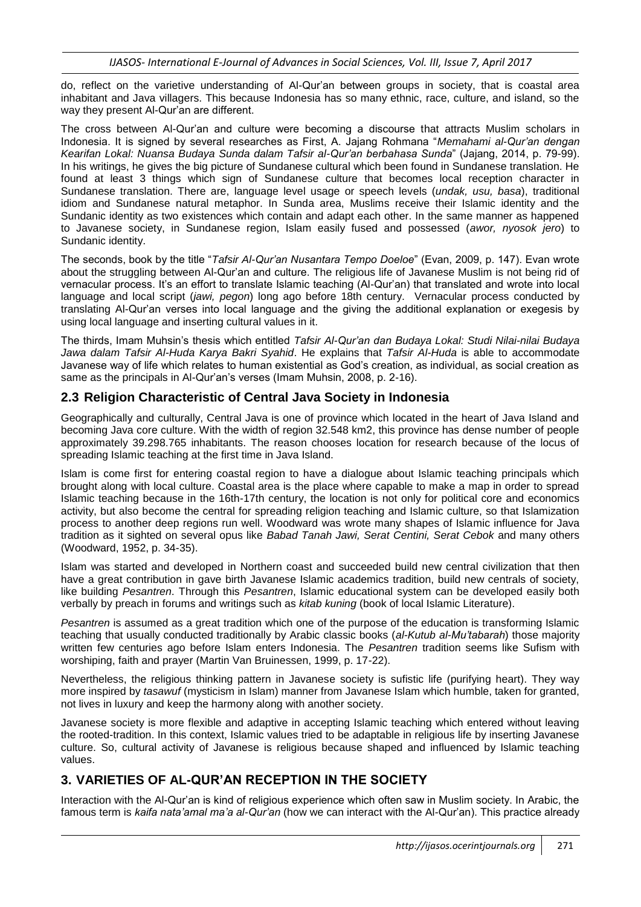do, reflect on the varietive understanding of Al-Qur'an between groups in society, that is coastal area inhabitant and Java villagers. This because Indonesia has so many ethnic, race, culture, and island, so the way they present Al-Qur'an are different.

The cross between Al-Qur'an and culture were becoming a discourse that attracts Muslim scholars in Indonesia. It is signed by several researches as First, A. Jajang Rohmana "*Memahami al-Qur'an dengan Kearifan Lokal: Nuansa Budaya Sunda dalam Tafsir al-Qur'an berbahasa Sunda*" (Jajang, 2014, p. 79-99). In his writings, he gives the big picture of Sundanese cultural which been found in Sundanese translation. He found at least 3 things which sign of Sundanese culture that becomes local reception character in Sundanese translation. There are, language level usage or speech levels (*undak, usu, basa*), traditional idiom and Sundanese natural metaphor. In Sunda area, Muslims receive their Islamic identity and the Sundanic identity as two existences which contain and adapt each other. In the same manner as happened to Javanese society, in Sundanese region, Islam easily fused and possessed (*awor, nyosok jero*) to Sundanic identity.

The seconds, book by the title "*Tafsir Al-Qur'an Nusantara Tempo Doeloe*" (Evan, 2009, p. 147). Evan wrote about the struggling between Al-Qur'an and culture. The religious life of Javanese Muslim is not being rid of vernacular process. It's an effort to translate Islamic teaching (Al-Qur'an) that translated and wrote into local language and local script (*jawi, pegon*) long ago before 18th century. Vernacular process conducted by translating Al-Qur'an verses into local language and the giving the additional explanation or exegesis by using local language and inserting cultural values in it.

The thirds, Imam Muhsin's thesis which entitled *Tafsir Al-Qur'an dan Budaya Lokal: Studi Nilai-nilai Budaya Jawa dalam Tafsir Al-Huda Karya Bakri Syahid*. He explains that *Tafsir Al-Huda* is able to accommodate Javanese way of life which relates to human existential as God's creation, as individual, as social creation as same as the principals in Al-Qur'an's verses (Imam Muhsin, 2008, p. 2-16).

## 2.3 Religion Characteristic of Central Java Society in Indonesia

Geographically and culturally, Central Java is one of province which located in the heart of Java Island and becoming Java core culture. With the width of region 32.548 km2, this province has dense number of people approximately 39.298.765 inhabitants. The reason chooses location for research because of the locus of spreading Islamic teaching at the first time in Java Island.

Islam is come first for entering coastal region to have a dialogue about Islamic teaching principals which brought along with local culture. Coastal area is the place where capable to make a map in order to spread Islamic teaching because in the 16th-17th century, the location is not only for political core and economics activity, but also become the central for spreading religion teaching and Islamic culture, so that Islamization process to another deep regions run well. Woodward was wrote many shapes of Islamic influence for Java tradition as it sighted on several opus like *Babad Tanah Jawi, Serat Centini, Serat Cebok* and many others (Woodward, 1952, p. 34-35).

Islam was started and developed in Northern coast and succeeded build new central civilization that then have a great contribution in gave birth Javanese Islamic academics tradition, build new centrals of society, like building *Pesantren*. Through this *Pesantren*, Islamic educational system can be developed easily both verbally by preach in forums and writings such as *kitab kuning* (book of local Islamic Literature).

*Pesantren* is assumed as a great tradition which one of the purpose of the education is transforming Islamic teaching that usually conducted traditionally by Arabic classic books (*al-Kutub al-Mu'tabarah*) those majority written few centuries ago before Islam enters Indonesia. The *Pesantren* tradition seems like Sufism with worshiping, faith and prayer (Martin Van Bruinessen, 1999, p. 17-22).

Nevertheless, the religious thinking pattern in Javanese society is sufistic life (purifying heart). They way more inspired by *tasawuf* (mysticism in Islam) manner from Javanese Islam which humble, taken for granted, not lives in luxury and keep the harmony along with another society.

Javanese society is more flexible and adaptive in accepting Islamic teaching which entered without leaving the rooted-tradition. In this context, Islamic values tried to be adaptable in religious life by inserting Javanese culture. So, cultural activity of Javanese is religious because shaped and influenced by Islamic teaching values.

# 3. VARIETIES OF AL-QUR'AN RECEPTION IN THE SOCIETY

Interaction with the Al-Qur'an is kind of religious experience which often saw in Muslim society. In Arabic, the famous term is *kaifa nata'amal ma'a al-Qur'an* (how we can interact with the Al-Qur'an). This practice already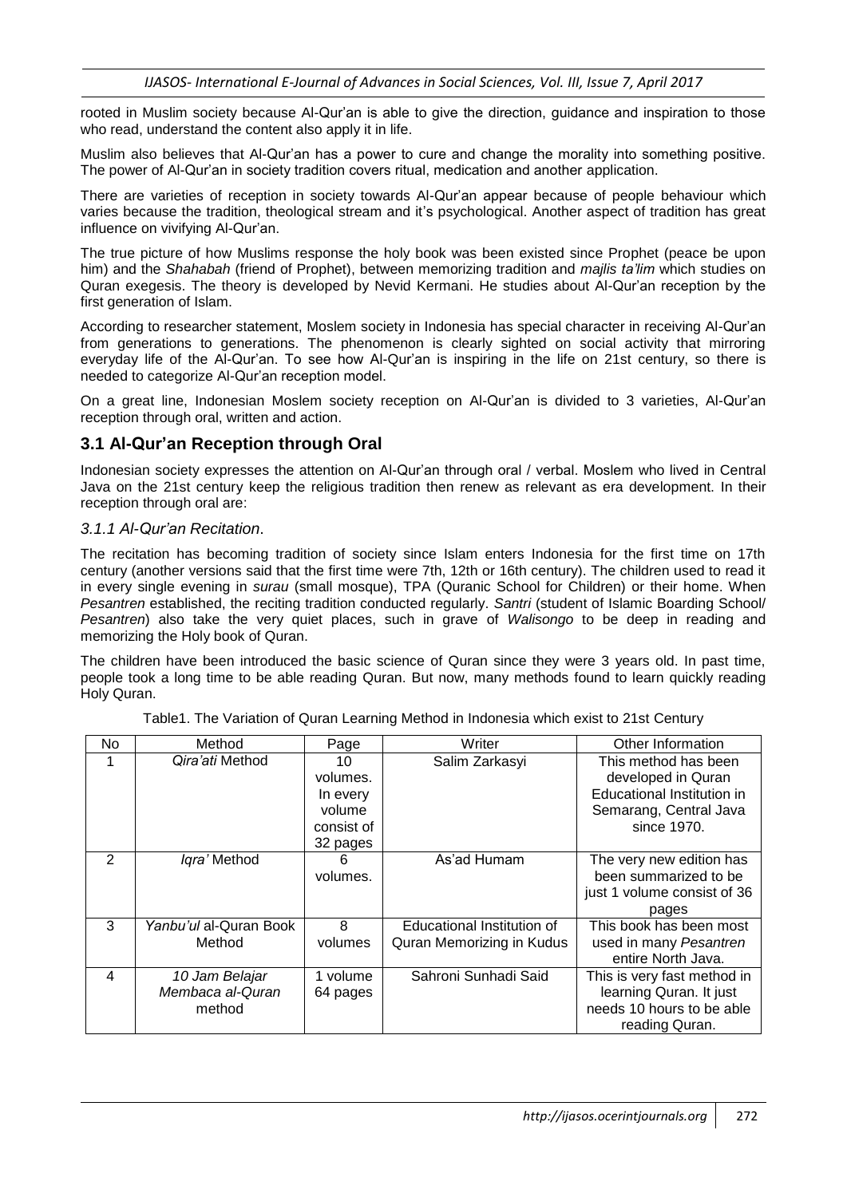rooted in Muslim society because Al-Qur'an is able to give the direction, guidance and inspiration to those who read, understand the content also apply it in life.

Muslim also believes that Al-Qur'an has a power to cure and change the morality into something positive. The power of Al-Qur'an in society tradition covers ritual, medication and another application.

There are varieties of reception in society towards Al-Qur'an appear because of people behaviour which varies because the tradition, theological stream and it's psychological. Another aspect of tradition has great influence on vivifying Al-Qur'an.

The true picture of how Muslims response the holy book was been existed since Prophet (peace be upon him) and the *Shahabah* (friend of Prophet), between memorizing tradition and *majlis ta'lim* which studies on Quran exegesis. The theory is developed by Nevid Kermani. He studies about Al-Qur'an reception by the first generation of Islam.

According to researcher statement, Moslem society in Indonesia has special character in receiving Al-Qur'an from generations to generations. The phenomenon is clearly sighted on social activity that mirroring everyday life of the Al-Qur'an. To see how Al-Qur'an is inspiring in the life on 21st century, so there is needed to categorize Al-Qur'an reception model.

On a great line, Indonesian Moslem society reception on Al-Qur'an is divided to 3 varieties, Al-Qur'an reception through oral, written and action.

## 3.1 Al-Qur'an Reception through Oral

Indonesian society expresses the attention on Al-Qur'an through oral / verbal. Moslem who lived in Central Java on the 21st century keep the religious tradition then renew as relevant as era development. In their reception through oral are:

### *3.1.1 Al-Qur'an Recitation*.

The recitation has becoming tradition of society since Islam enters Indonesia for the first time on 17th century (another versions said that the first time were 7th, 12th or 16th century). The children used to read it in every single evening in *surau* (small mosque), TPA (Quranic School for Children) or their home. When *Pesantren* established, the reciting tradition conducted regularly. *Santri* (student of Islamic Boarding School/ *Pesantren*) also take the very quiet places, such in grave of *Walisongo* to be deep in reading and memorizing the Holy book of Quran.

The children have been introduced the basic science of Quran since they were 3 years old. In past time, people took a long time to be able reading Quran. But now, many methods found to learn quickly reading Holy Quran.

Table1. The Variation of Quran Learning Method in Indonesia which exist to 21st Century

| No | Method | Page | Writer | Other Information |
|---|---|---|---|---|
| 1 | *Qira'ati* Method | 10 volumes. In every volume consist of 32 pages | Salim Zarkasyi | This method has been developed in Quran Educational Institution in Semarang, Central Java since 1970. |
| 2 | *Iqra'* Method | 6 volumes. | As'ad Humam | The very new edition has been summarized to be just 1 volume consist of 36 pages |
| 3 | *Yanbu'ul* al-Quran Book Method | 8 volumes | Educational Institution of Quran Memorizing in Kudus | This book has been most used in many *Pesantren* entire North Java. |
| 4 | *10 Jam Belajar Membaca al-Quran* method | 1 volume 64 pages | Sahroni Sunhadi Said | This is very fast method in learning Quran. It just needs 10 hours to be able reading Quran. |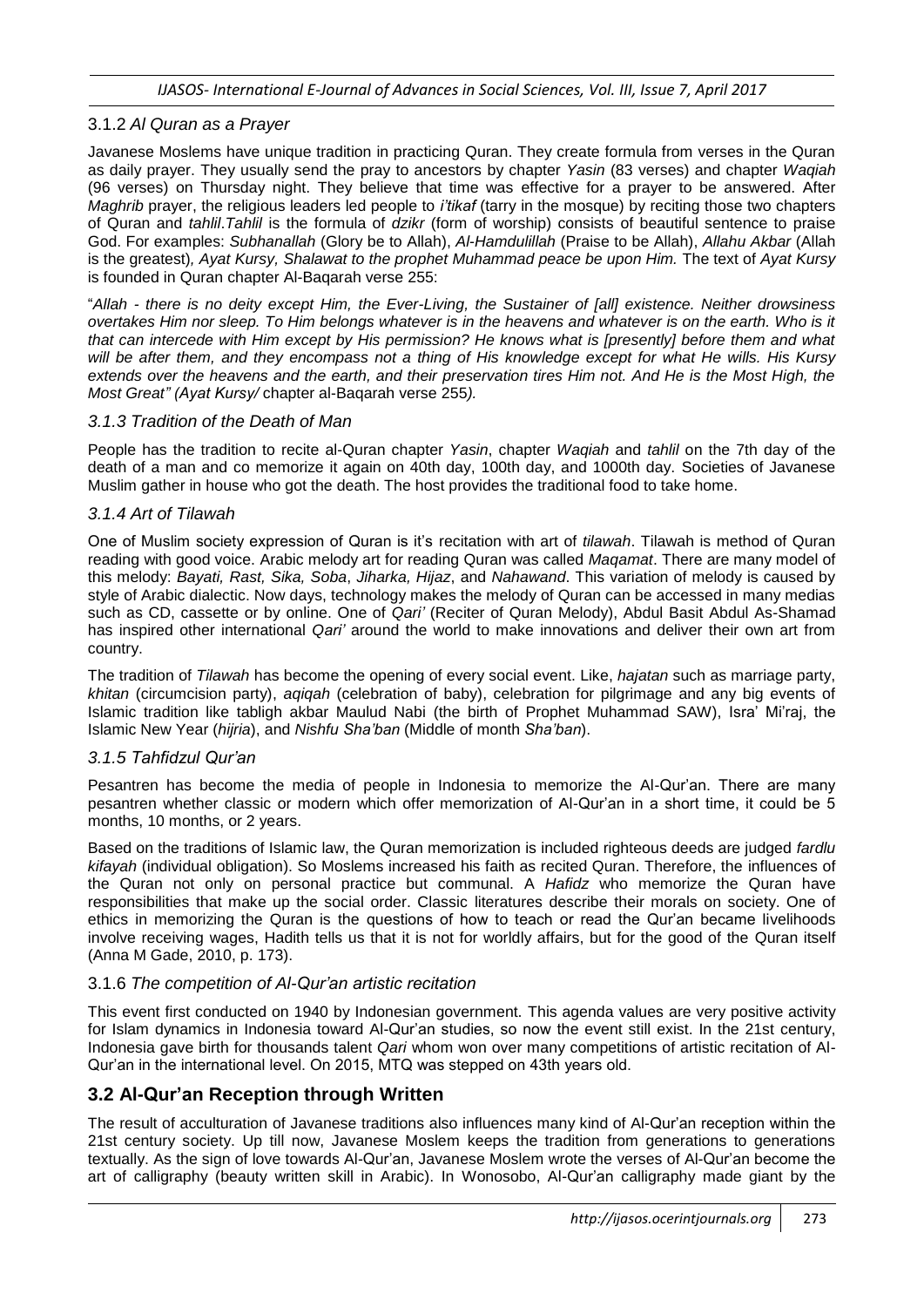### 3.1.2 *Al Quran as a Prayer*

Javanese Moslems have unique tradition in practicing Quran. They create formula from verses in the Quran as daily prayer. They usually send the pray to ancestors by chapter *Yasin* (83 verses) and chapter *Waqiah* (96 verses) on Thursday night. They believe that time was effective for a prayer to be answered. After *Maghrib* prayer, the religious leaders led people to *i'tikaf* (tarry in the mosque) by reciting those two chapters of Quran and *tahlil*.*Tahlil* is the formula of *dzikr* (form of worship) consists of beautiful sentence to praise God. For examples: *Subhanallah* (Glory be to Allah), *Al-Hamdulillah* (Praise to be Allah), *Allahu Akbar* (Allah is the greatest)*, Ayat Kursy, Shalawat to the prophet Muhammad peace be upon Him.* The text of *Ayat Kursy* is founded in Quran chapter Al-Baqarah verse 255:

"*Allah - there is no deity except Him, the Ever-Living, the Sustainer of [all] existence. Neither drowsiness overtakes Him nor sleep. To Him belongs whatever is in the heavens and whatever is on the earth. Who is it that can intercede with Him except by His permission? He knows what is [presently] before them and what will be after them, and they encompass not a thing of His knowledge except for what He wills. His Kursy extends over the heavens and the earth, and their preservation tires Him not. And He is the Most High, the Most Great" (Ayat Kursy/* chapter al-Baqarah verse 255*).*

### *3.1.3 Tradition of the Death of Man*

People has the tradition to recite al-Quran chapter *Yasin*, chapter *Waqiah* and *tahlil* on the 7th day of the death of a man and co memorize it again on 40th day, 100th day, and 1000th day. Societies of Javanese Muslim gather in house who got the death. The host provides the traditional food to take home.

### *3.1.4 Art of Tilawah*

One of Muslim society expression of Quran is it's recitation with art of *tilawah*. Tilawah is method of Quran reading with good voice. Arabic melody art for reading Quran was called *Maqamat*. There are many model of this melody: *Bayati, Rast, Sika, Soba*, *Jiharka, Hijaz*, and *Nahawand*. This variation of melody is caused by style of Arabic dialectic. Now days, technology makes the melody of Quran can be accessed in many medias such as CD, cassette or by online. One of *Qari'* (Reciter of Quran Melody), Abdul Basit Abdul As-Shamad has inspired other international *Qari'* around the world to make innovations and deliver their own art from country.

The tradition of *Tilawah* has become the opening of every social event. Like, *hajatan* such as marriage party, *khitan* (circumcision party), *aqiqah* (celebration of baby), celebration for pilgrimage and any big events of Islamic tradition like tabligh akbar Maulud Nabi (the birth of Prophet Muhammad SAW), Isra' Mi'raj, the Islamic New Year (*hijria*), and *Nishfu Sha'ban* (Middle of month *Sha'ban*).

### *3.1.5 Tahfidzul Qur'an*

Pesantren has become the media of people in Indonesia to memorize the Al-Qur'an. There are many pesantren whether classic or modern which offer memorization of Al-Qur'an in a short time, it could be 5 months, 10 months, or 2 years.

Based on the traditions of Islamic law, the Quran memorization is included righteous deeds are judged *fardlu kifayah* (individual obligation). So Moslems increased his faith as recited Quran. Therefore, the influences of the Quran not only on personal practice but communal. A *Hafidz* who memorize the Quran have responsibilities that make up the social order. Classic literatures describe their morals on society. One of ethics in memorizing the Quran is the questions of how to teach or read the Qur'an became livelihoods involve receiving wages, Hadith tells us that it is not for worldly affairs, but for the good of the Quran itself (Anna M Gade, 2010, p. 173).

### 3.1.6 *The competition of Al-Qur'an artistic recitation*

This event first conducted on 1940 by Indonesian government. This agenda values are very positive activity for Islam dynamics in Indonesia toward Al-Qur'an studies, so now the event still exist. In the 21st century, Indonesia gave birth for thousands talent *Qari* whom won over many competitions of artistic recitation of Al-Qur'an in the international level. On 2015, MTQ was stepped on 43th years old.

## 3.2 Al-Qur'an Reception through Written

The result of acculturation of Javanese traditions also influences many kind of Al-Qur'an reception within the 21st century society. Up till now, Javanese Moslem keeps the tradition from generations to generations textually. As the sign of love towards Al-Qur'an, Javanese Moslem wrote the verses of Al-Qur'an become the art of calligraphy (beauty written skill in Arabic). In Wonosobo, Al-Qur'an calligraphy made giant by the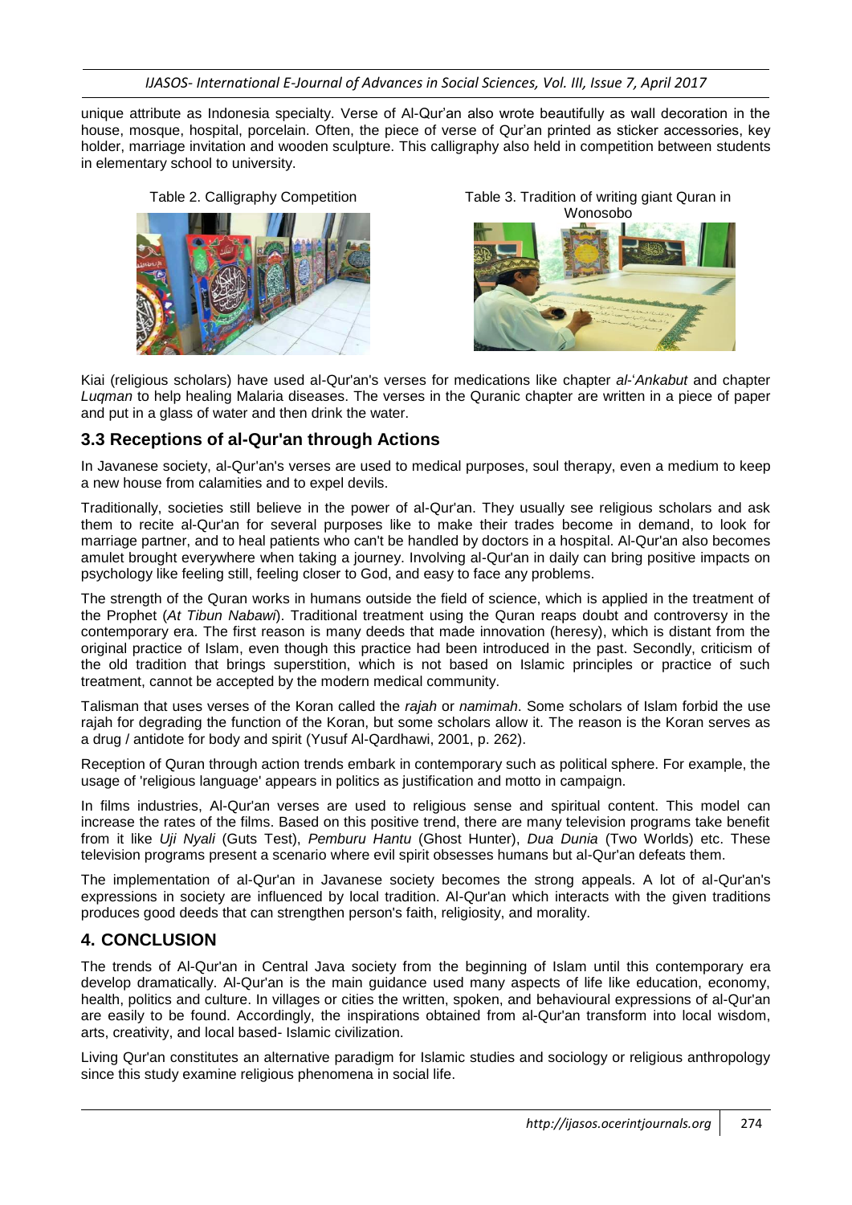unique attribute as Indonesia specialty. Verse of Al-Qur'an also wrote beautifully as wall decoration in the house, mosque, hospital, porcelain. Often, the piece of verse of Qur'an printed as sticker accessories, key holder, marriage invitation and wooden sculpture. This calligraphy also held in competition between students in elementary school to university.

Table 2. Calligraphy Competition

Table 3. Tradition of writing giant Quran in Wonosobo

Kiai (religious scholars) have used al-Qur'an's verses for medications like chapter *al-'Ankabut* and chapter *Luqman* to help healing Malaria diseases. The verses in the Quranic chapter are written in a piece of paper and put in a glass of water and then drink the water.

## 3.3 Receptions of al-Qur'an through Actions

In Javanese society, al-Qur'an's verses are used to medical purposes, soul therapy, even a medium to keep a new house from calamities and to expel devils.

Traditionally, societies still believe in the power of al-Qur'an. They usually see religious scholars and ask them to recite al-Qur'an for several purposes like to make their trades become in demand, to look for marriage partner, and to heal patients who can't be handled by doctors in a hospital. Al-Qur'an also becomes amulet brought everywhere when taking a journey. Involving al-Qur'an in daily can bring positive impacts on psychology like feeling still, feeling closer to God, and easy to face any problems.

The strength of the Quran works in humans outside the field of science, which is applied in the treatment of the Prophet (*At Tibun Nabawi*). Traditional treatment using the Quran reaps doubt and controversy in the contemporary era. The first reason is many deeds that made innovation (heresy), which is distant from the original practice of Islam, even though this practice had been introduced in the past. Secondly, criticism of the old tradition that brings superstition, which is not based on Islamic principles or practice of such treatment, cannot be accepted by the modern medical community.

Talisman that uses verses of the Koran called the *rajah* or *namimah*. Some scholars of Islam forbid the use rajah for degrading the function of the Koran, but some scholars allow it. The reason is the Koran serves as a drug / antidote for body and spirit (Yusuf Al-Qardhawi, 2001, p. 262).

Reception of Quran through action trends embark in contemporary such as political sphere. For example, the usage of 'religious language' appears in politics as justification and motto in campaign.

In films industries, Al-Qur'an verses are used to religious sense and spiritual content. This model can increase the rates of the films. Based on this positive trend, there are many television programs take benefit from it like *Uji Nyali* (Guts Test), *Pemburu Hantu* (Ghost Hunter), *Dua Dunia* (Two Worlds) etc. These television programs present a scenario where evil spirit obsesses humans but al-Qur'an defeats them.

The implementation of al-Qur'an in Javanese society becomes the strong appeals. A lot of al-Qur'an's expressions in society are influenced by local tradition. Al-Qur'an which interacts with the given traditions produces good deeds that can strengthen person's faith, religiosity, and morality.

## 4. CONCLUSION

The trends of Al-Qur'an in Central Java society from the beginning of Islam until this contemporary era develop dramatically. Al-Qur'an is the main guidance used many aspects of life like education, economy, health, politics and culture. In villages or cities the written, spoken, and behavioural expressions of al-Qur'an are easily to be found. Accordingly, the inspirations obtained from al-Qur'an transform into local wisdom, arts, creativity, and local based- Islamic civilization.

Living Qur'an constitutes an alternative paradigm for Islamic studies and sociology or religious anthropology since this study examine religious phenomena in social life.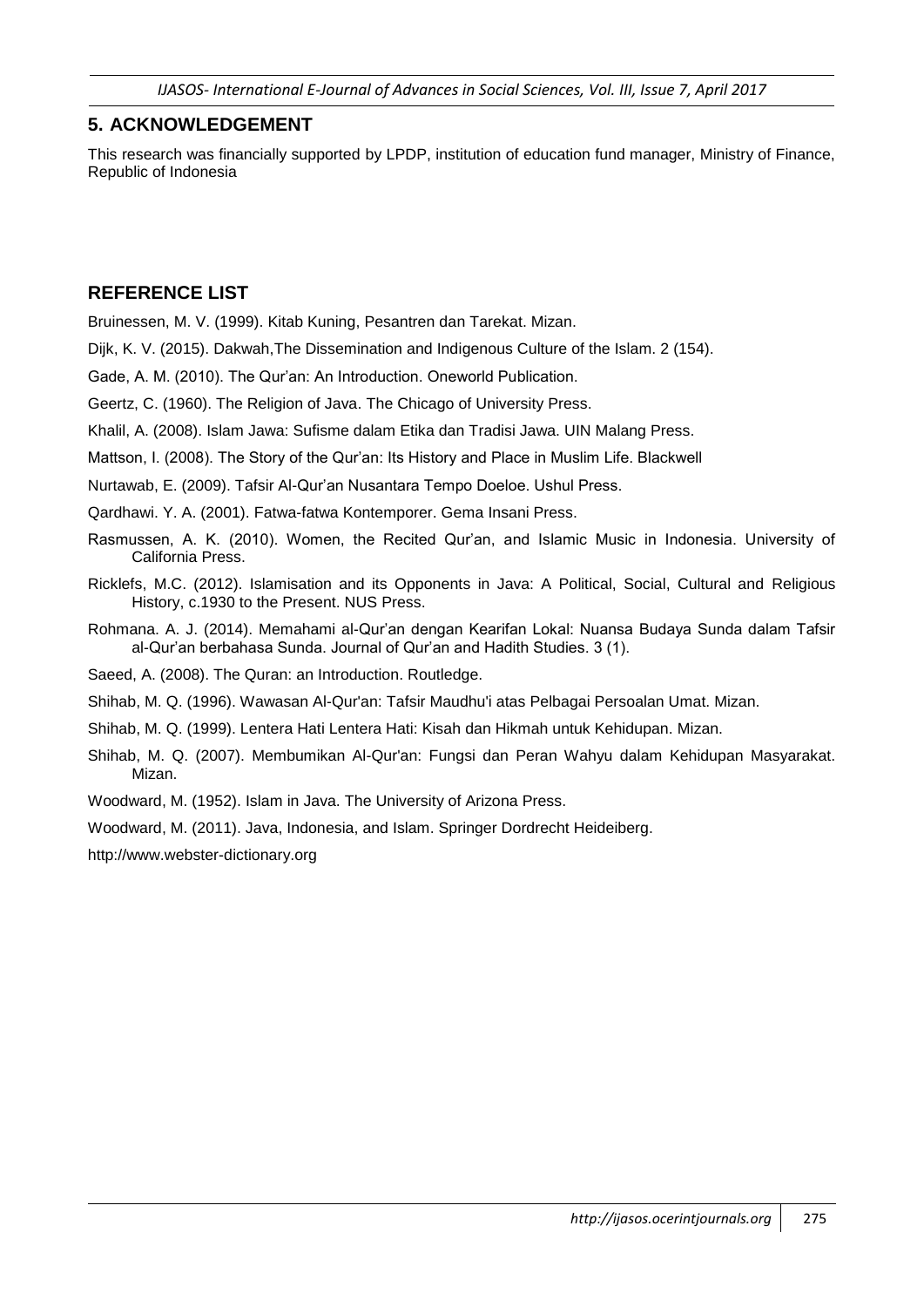## 5. ACKNOWLEDGEMENT

This research was financially supported by LPDP, institution of education fund manager, Ministry of Finance, Republic of Indonesia

## REFERENCE LIST

Bruinessen, M. V. (1999). Kitab Kuning, Pesantren dan Tarekat. Mizan.

Dijk, K. V. (2015). Dakwah,The Dissemination and Indigenous Culture of the Islam. 2 (154).

Gade, A. M. (2010). The Qur'an: An Introduction. Oneworld Publication.

Geertz, C. (1960). The Religion of Java. The Chicago of University Press.

Khalil, A. (2008). Islam Jawa: Sufisme dalam Etika dan Tradisi Jawa. UIN Malang Press.

Mattson, I. (2008). The Story of the Qur'an: Its History and Place in Muslim Life. Blackwell

Nurtawab, E. (2009). Tafsir Al-Qur'an Nusantara Tempo Doeloe. Ushul Press.

Qardhawi. Y. A. (2001). Fatwa-fatwa Kontemporer. Gema Insani Press.

Rasmussen, A. K. (2010). Women, the Recited Qur'an, and Islamic Music in Indonesia. University of California Press.

Ricklefs, M.C. (2012). Islamisation and its Opponents in Java: A Political, Social, Cultural and Religious History, c.1930 to the Present. NUS Press.

Rohmana. A. J. (2014). Memahami al-Qur'an dengan Kearifan Lokal: Nuansa Budaya Sunda dalam Tafsir al-Qur'an berbahasa Sunda. Journal of Qur'an and Hadith Studies. 3 (1).

Saeed, A. (2008). The Quran: an Introduction. Routledge.

Shihab, M. Q. (1996). Wawasan Al-Qur'an: Tafsir Maudhu'i atas Pelbagai Persoalan Umat. Mizan.

Shihab, M. Q. (1999). Lentera Hati Lentera Hati: Kisah dan Hikmah untuk Kehidupan. Mizan.

Shihab, M. Q. (2007). Membumikan Al-Qur'an: Fungsi dan Peran Wahyu dalam Kehidupan Masyarakat. Mizan.

Woodward, M. (1952). Islam in Java. The University of Arizona Press.

Woodward, M. (2011). Java, Indonesia, and Islam. Springer Dordrecht Heideiberg.

http://www.webster-dictionary.org